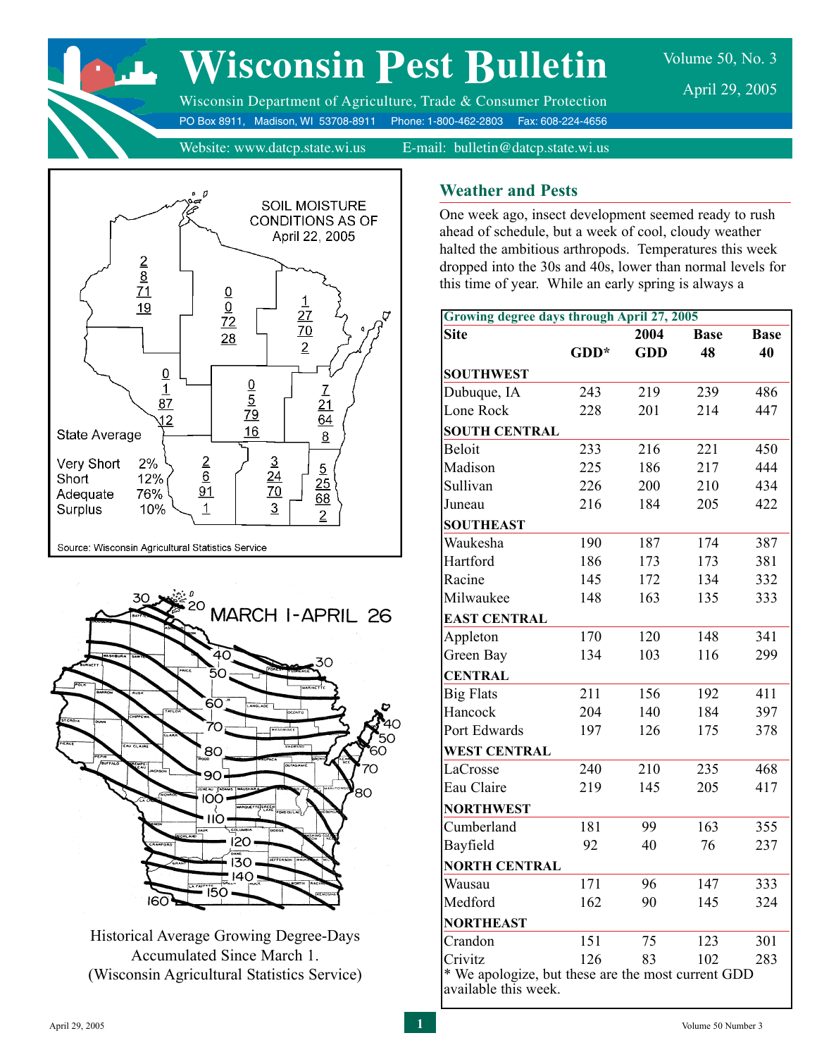# Wisconsin Pest Bulletin

Wisconsin Department of Agriculture, Trade & Consumer Protection

Volume 50, No. 3
April 29, 2005

PO Box 8911, Madison, WI 53708-8911 Phone: 1-800-462-2803 Fax: 608-224-4656

Website: www.datcp.state.wi.us E-mail: bulletin@datcp.state.wi.us

SOIL MOISTURE CONDITIONS AS OF April 22, 2005

State Average

| | |
|---|---|
| Very Short | 2% |
| Short | 12% |
| Adequate | 76% |
| Surplus | 10% |

Source: Wisconsin Agricultural Statistics Service

MARCH 1-APRIL 26

Historical Average Growing Degree-Days Accumulated Since March 1.
(Wisconsin Agricultural Statistics Service)

## Weather and Pests

One week ago, insect development seemed ready to rush ahead of schedule, but a week of cool, cloudy weather halted the ambitious arthropods. Temperatures this week dropped into the 30s and 40s, lower than normal levels for this time of year. While an early spring is always a

**Growing degree days through April 27, 2005**

| Site | GDD* | 2004 GDD | Base 48 | Base 40 |
|---|---|---|---|---|
| **SOUTHWEST** | | | | |
| Dubuque, IA | 243 | 219 | 239 | 486 |
| Lone Rock | 228 | 201 | 214 | 447 |
| **SOUTH CENTRAL** | | | | |
| Beloit | 233 | 216 | 221 | 450 |
| Madison | 225 | 186 | 217 | 444 |
| Sullivan | 226 | 200 | 210 | 434 |
| Juneau | 216 | 184 | 205 | 422 |
| **SOUTHEAST** | | | | |
| Waukesha | 190 | 187 | 174 | 387 |
| Hartford | 186 | 173 | 173 | 381 |
| Racine | 145 | 172 | 134 | 332 |
| Milwaukee | 148 | 163 | 135 | 333 |
| **EAST CENTRAL** | | | | |
| Appleton | 170 | 120 | 148 | 341 |
| Green Bay | 134 | 103 | 116 | 299 |
| **CENTRAL** | | | | |
| Big Flats | 211 | 156 | 192 | 411 |
| Hancock | 204 | 140 | 184 | 397 |
| Port Edwards | 197 | 126 | 175 | 378 |
| **WEST CENTRAL** | | | | |
| LaCrosse | 240 | 210 | 235 | 468 |
| Eau Claire | 219 | 145 | 205 | 417 |
| **NORTHWEST** | | | | |
| Cumberland | 181 | 99 | 163 | 355 |
| Bayfield | 92 | 40 | 76 | 237 |
| **NORTH CENTRAL** | | | | |
| Wausau | 171 | 96 | 147 | 333 |
| Medford | 162 | 90 | 145 | 324 |
| **NORTHEAST** | | | | |
| Crandon | 151 | 75 | 123 | 301 |
| Crivitz | 126 | 83 | 102 | 283 |

* We apologize, but these are the most current GDD available this week.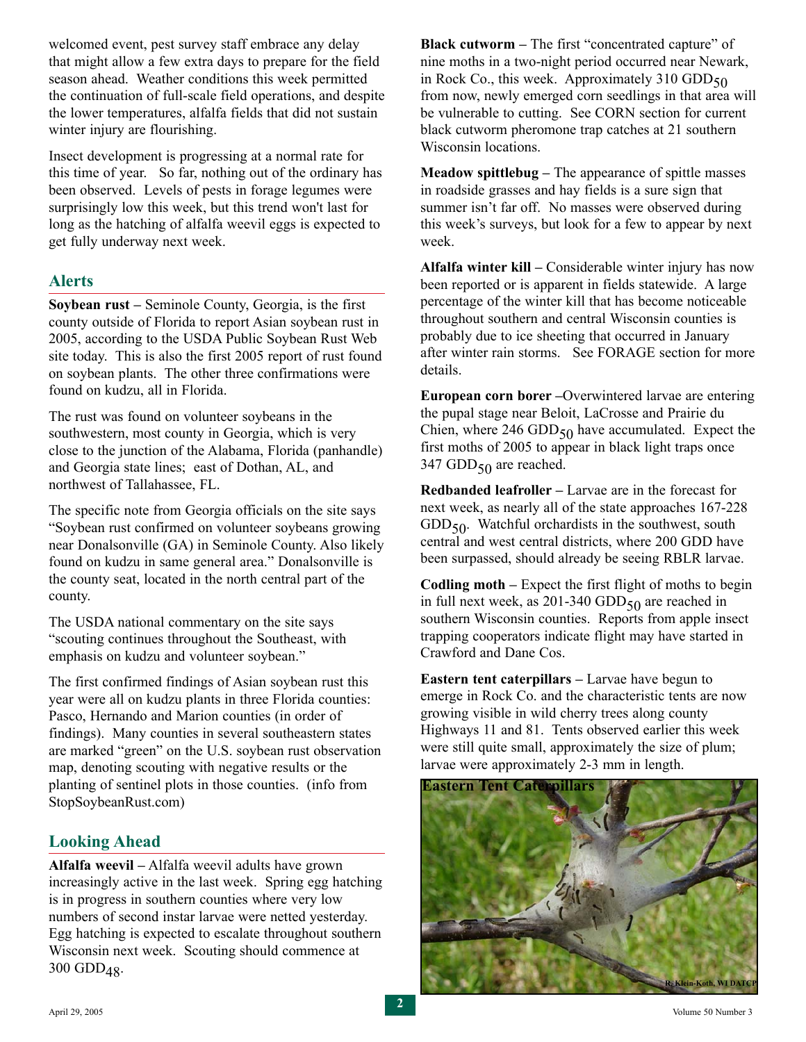welcomed event, pest survey staff embrace any delay that might allow a few extra days to prepare for the field season ahead. Weather conditions this week permitted the continuation of full-scale field operations, and despite the lower temperatures, alfalfa fields that did not sustain winter injury are flourishing.

Insect development is progressing at a normal rate for this time of year. So far, nothing out of the ordinary has been observed. Levels of pests in forage legumes were surprisingly low this week, but this trend won't last for long as the hatching of alfalfa weevil eggs is expected to get fully underway next week.

## Alerts

**Soybean rust –** Seminole County, Georgia, is the first county outside of Florida to report Asian soybean rust in 2005, according to the USDA Public Soybean Rust Web site today. This is also the first 2005 report of rust found on soybean plants. The other three confirmations were found on kudzu, all in Florida.

The rust was found on volunteer soybeans in the southwestern, most county in Georgia, which is very close to the junction of the Alabama, Florida (panhandle) and Georgia state lines; east of Dothan, AL, and northwest of Tallahassee, FL.

The specific note from Georgia officials on the site says "Soybean rust confirmed on volunteer soybeans growing near Donalsonville (GA) in Seminole County. Also likely found on kudzu in same general area." Donalsonville is the county seat, located in the north central part of the county.

The USDA national commentary on the site says "scouting continues throughout the Southeast, with emphasis on kudzu and volunteer soybean."

The first confirmed findings of Asian soybean rust this year were all on kudzu plants in three Florida counties: Pasco, Hernando and Marion counties (in order of findings). Many counties in several southeastern states are marked "green" on the U.S. soybean rust observation map, denoting scouting with negative results or the planting of sentinel plots in those counties. (info from StopSoybeanRust.com)

## Looking Ahead

**Alfalfa weevil –** Alfalfa weevil adults have grown increasingly active in the last week. Spring egg hatching is in progress in southern counties where very low numbers of second instar larvae were netted yesterday. Egg hatching is expected to escalate throughout southern Wisconsin next week. Scouting should commence at 300 $GDD_{48}$.

**Black cutworm –** The first "concentrated capture" of nine moths in a two-night period occurred near Newark, in Rock Co., this week. Approximately 310 $GDD_{50}$ from now, newly emerged corn seedlings in that area will be vulnerable to cutting. See CORN section for current black cutworm pheromone trap catches at 21 southern Wisconsin locations.

**Meadow spittlebug –** The appearance of spittle masses in roadside grasses and hay fields is a sure sign that summer isn't far off. No masses were observed during this week's surveys, but look for a few to appear by next week.

**Alfalfa winter kill –** Considerable winter injury has now been reported or is apparent in fields statewide. A large percentage of the winter kill that has become noticeable throughout southern and central Wisconsin counties is probably due to ice sheeting that occurred in January after winter rain storms. See FORAGE section for more details.

**European corn borer –**Overwintered larvae are entering the pupal stage near Beloit, LaCrosse and Prairie du Chien, where 246 $GDD_{50}$ have accumulated. Expect the first moths of 2005 to appear in black light traps once 347 $GDD_{50}$ are reached.

**Redbanded leafroller –** Larvae are in the forecast for next week, as nearly all of the state approaches 167-228 $GDD_{50}$. Watchful orchardists in the southwest, south central and west central districts, where 200 GDD have been surpassed, should already be seeing RBLR larvae.

**Codling moth –** Expect the first flight of moths to begin in full next week, as 201-340 $GDD_{50}$ are reached in southern Wisconsin counties. Reports from apple insect trapping cooperators indicate flight may have started in Crawford and Dane Cos.

**Eastern tent caterpillars –** Larvae have begun to emerge in Rock Co. and the characteristic tents are now growing visible in wild cherry trees along county Highways 11 and 81. Tents observed earlier this week were still quite small, approximately the size of plum; larvae were approximately 2-3 mm in length.

Eastern Tent Caterpillars

R. Klein-Koth, WI DATCP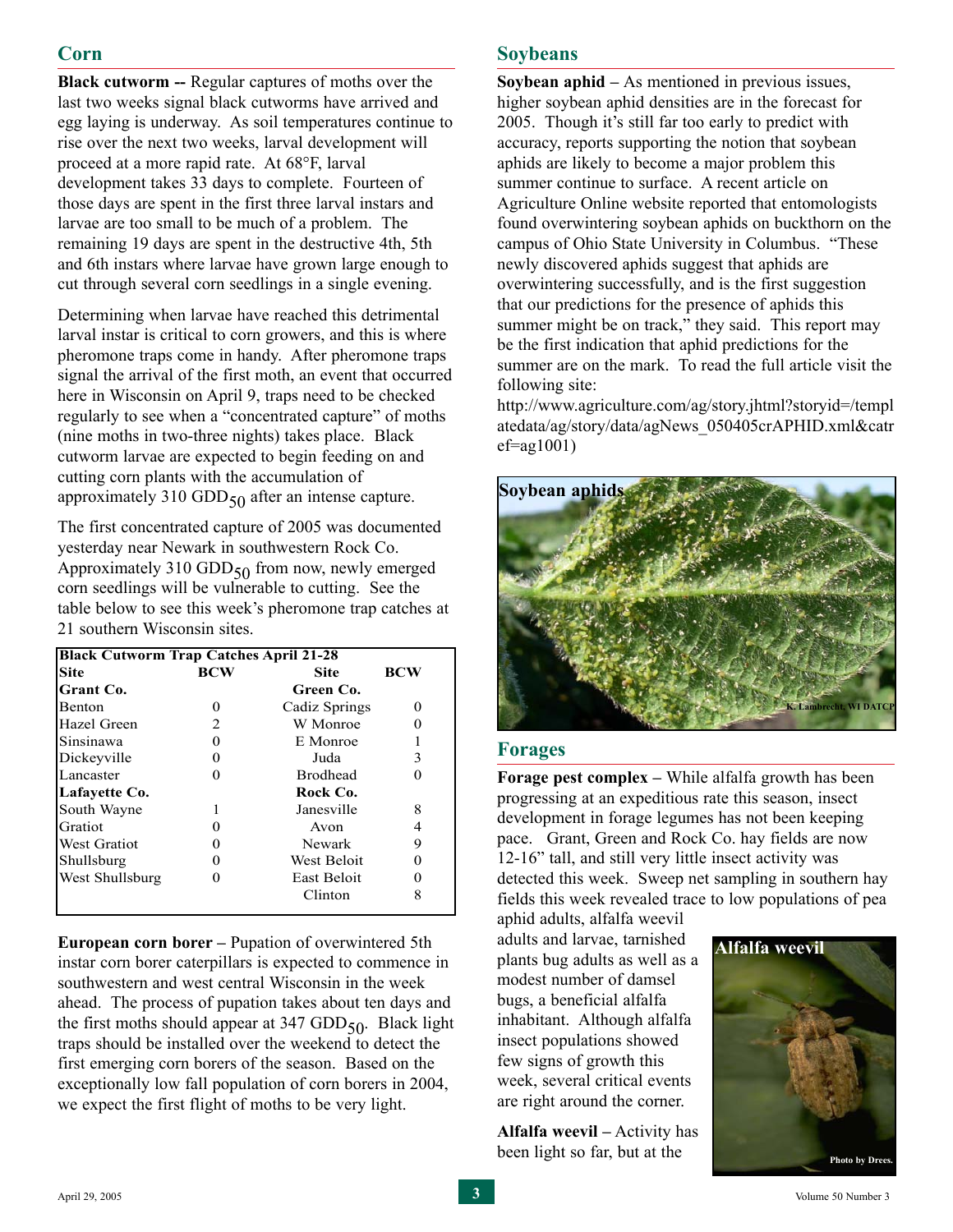## Corn

**Black cutworm --** Regular captures of moths over the last two weeks signal black cutworms have arrived and egg laying is underway. As soil temperatures continue to rise over the next two weeks, larval development will proceed at a more rapid rate. At 68°F, larval development takes 33 days to complete. Fourteen of those days are spent in the first three larval instars and larvae are too small to be much of a problem. The remaining 19 days are spent in the destructive 4th, 5th and 6th instars where larvae have grown large enough to cut through several corn seedlings in a single evening.

Determining when larvae have reached this detrimental larval instar is critical to corn growers, and this is where pheromone traps come in handy. After pheromone traps signal the arrival of the first moth, an event that occurred here in Wisconsin on April 9, traps need to be checked regularly to see when a "concentrated capture" of moths (nine moths in two-three nights) takes place. Black cutworm larvae are expected to begin feeding on and cutting corn plants with the accumulation of approximately 310 $GDD_{50}$ after an intense capture.

The first concentrated capture of 2005 was documented yesterday near Newark in southwestern Rock Co. Approximately 310 $GDD_{50}$ from now, newly emerged corn seedlings will be vulnerable to cutting. See the table below to see this week's pheromone trap catches at 21 southern Wisconsin sites.

| Black Cutworm Trap Catches April 21-28 | | | |
|---|---|---|---|
| **Site** | **BCW** | **Site** | **BCW** |
| **Grant Co.** | | **Green Co.** | |
| Benton | 0 | Cadiz Springs | 0 |
| Hazel Green | 2 | W Monroe | 0 |
| Sinsinawa | 0 | E Monroe | 1 |
| Dickeyville | 0 | Juda | 3 |
| Lancaster | 0 | Brodhead | 0 |
| **Lafayette Co.** | | **Rock Co.** | |
| South Wayne | 1 | Janesville | 8 |
| Gratiot | 0 | Avon | 4 |
| West Gratiot | 0 | Newark | 9 |
| Shullsburg | 0 | West Beloit | 0 |
| West Shullsburg | 0 | East Beloit | 0 |
| | | Clinton | 8 |

**European corn borer –** Pupation of overwintered 5th instar corn borer caterpillars is expected to commence in southwestern and west central Wisconsin in the week ahead. The process of pupation takes about ten days and the first moths should appear at 347 $GDD_{50}$. Black light traps should be installed over the weekend to detect the first emerging corn borers of the season. Based on the exceptionally low fall population of corn borers in 2004, we expect the first flight of moths to be very light.

## Soybeans

**Soybean aphid –** As mentioned in previous issues, higher soybean aphid densities are in the forecast for 2005. Though it's still far too early to predict with accuracy, reports supporting the notion that soybean aphids are likely to become a major problem this summer continue to surface. A recent article on Agriculture Online website reported that entomologists found overwintering soybean aphids on buckthorn on the campus of Ohio State University in Columbus. "These newly discovered aphids suggest that aphids are overwintering successfully, and is the first suggestion that our predictions for the presence of aphids this summer might be on track," they said. This report may be the first indication that aphid predictions for the summer are on the mark. To read the full article visit the following site:

http://www.agriculture.com/ag/story.jhtml?storyid=/templatedata/ag/story/data/agNews_050405crAPHID.xml&catref=ag1001)

Soybean aphids

K. Lambrecht, WI DATCP

## Forages

**Forage pest complex –** While alfalfa growth has been progressing at an expeditious rate this season, insect development in forage legumes has not been keeping pace. Grant, Green and Rock Co. hay fields are now 12-16" tall, and still very little insect activity was detected this week. Sweep net sampling in southern hay fields this week revealed trace to low populations of pea aphid adults, alfalfa weevil adults and larvae, tarnished plants bug adults as well as a modest number of damsel bugs, a beneficial alfalfa inhabitant. Although alfalfa insect populations showed few signs of growth this week, several critical events are right around the corner.

Alfalfa weevil

Photo by Drees.

**Alfalfa weevil –** Activity has been light so far, but at the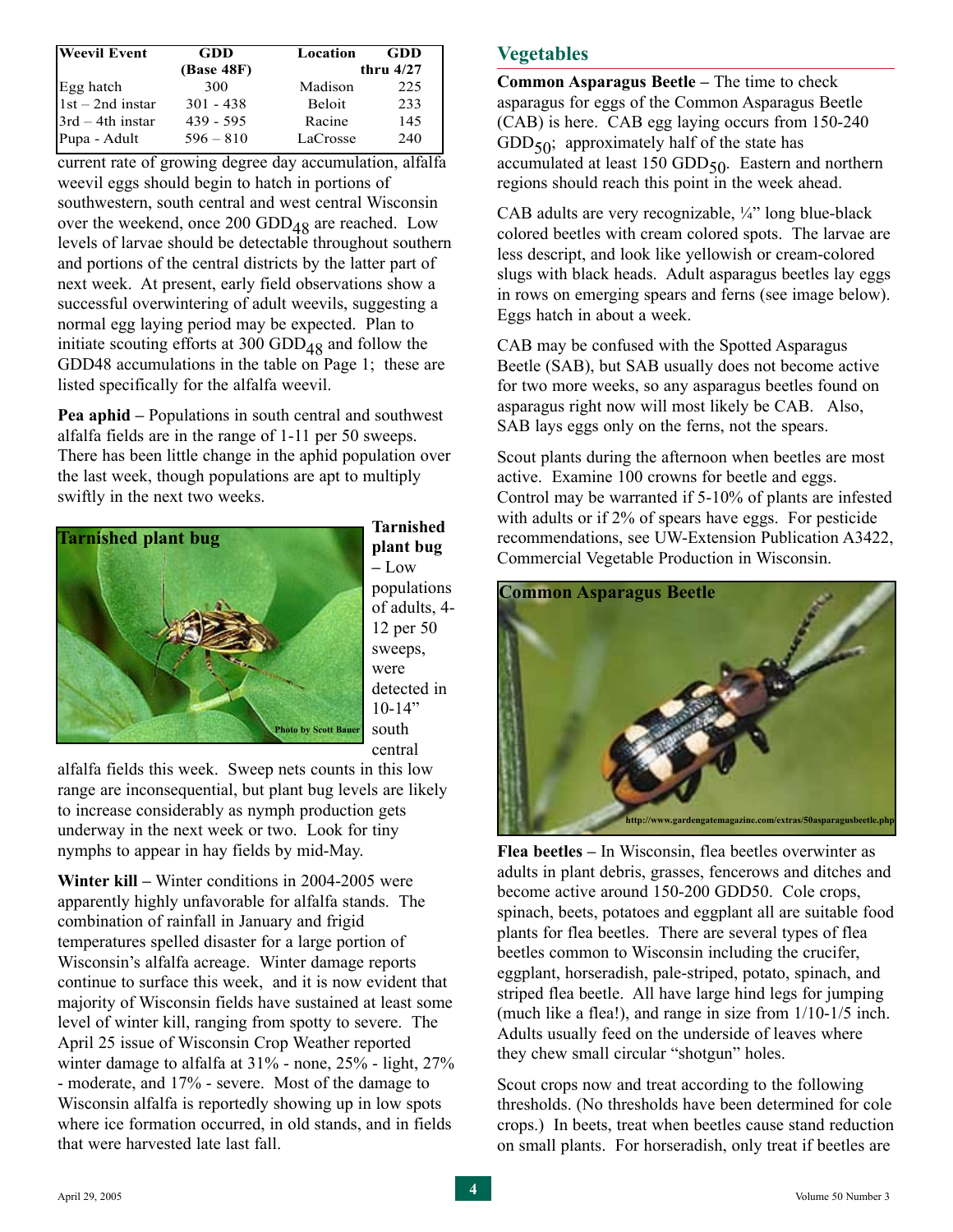| Weevil Event | GDD (Base 48F) | Location | GDD thru 4/27 |
| --- | --- | --- | --- |
| Egg hatch | 300 | Madison | 225 |
| 1st – 2nd instar | 301 - 438 | Beloit | 233 |
| 3rd – 4th instar | 439 - 595 | Racine | 145 |
| Pupa - Adult | 596 – 810 | LaCrosse | 240 |

current rate of growing degree day accumulation, alfalfa weevil eggs should begin to hatch in portions of southwestern, south central and west central Wisconsin over the weekend, once 200 $GDD_{48}$ are reached. Low levels of larvae should be detectable throughout southern and portions of the central districts by the latter part of next week. At present, early field observations show a successful overwintering of adult weevils, suggesting a normal egg laying period may be expected. Plan to initiate scouting efforts at 300 $GDD_{48}$ and follow the GDD48 accumulations in the table on Page 1; these are listed specifically for the alfalfa weevil.

**Pea aphid –** Populations in south central and southwest alfalfa fields are in the range of 1-11 per 50 sweeps. There has been little change in the aphid population over the last week, though populations are apt to multiply swiftly in the next two weeks.

**Tarnished plant bug**

Photo by Scott Bauer

**Tarnished plant bug –** Low populations of adults, 4-12 per 50 sweeps, were detected in 10-14" south central alfalfa fields this week. Sweep nets counts in this low range are inconsequential, but plant bug levels are likely to increase considerably as nymph production gets underway in the next week or two. Look for tiny nymphs to appear in hay fields by mid-May.

**Winter kill –** Winter conditions in 2004-2005 were apparently highly unfavorable for alfalfa stands. The combination of rainfall in January and frigid temperatures spelled disaster for a large portion of Wisconsin's alfalfa acreage. Winter damage reports continue to surface this week, and it is now evident that majority of Wisconsin fields have sustained at least some level of winter kill, ranging from spotty to severe. The April 25 issue of Wisconsin Crop Weather reported winter damage to alfalfa at 31% - none, 25% - light, 27% - moderate, and 17% - severe. Most of the damage to Wisconsin alfalfa is reportedly showing up in low spots where ice formation occurred, in old stands, and in fields that were harvested late last fall.

## Vegetables

**Common Asparagus Beetle –** The time to check asparagus for eggs of the Common Asparagus Beetle (CAB) is here. CAB egg laying occurs from 150-240 $GDD_{50}$; approximately half of the state has accumulated at least 150 $GDD_{50}$. Eastern and northern regions should reach this point in the week ahead.

CAB adults are very recognizable, ¼" long blue-black colored beetles with cream colored spots. The larvae are less descript, and look like yellowish or cream-colored slugs with black heads. Adult asparagus beetles lay eggs in rows on emerging spears and ferns (see image below). Eggs hatch in about a week.

CAB may be confused with the Spotted Asparagus Beetle (SAB), but SAB usually does not become active for two more weeks, so any asparagus beetles found on asparagus right now will most likely be CAB. Also, SAB lays eggs only on the ferns, not the spears.

Scout plants during the afternoon when beetles are most active. Examine 100 crowns for beetle and eggs. Control may be warranted if 5-10% of plants are infested with adults or if 2% of spears have eggs. For pesticide recommendations, see UW-Extension Publication A3422, Commercial Vegetable Production in Wisconsin.

**Common Asparagus Beetle**

http://www.gardengatemagazine.com/extras/50asparagusbeetle.php

**Flea beetles –** In Wisconsin, flea beetles overwinter as adults in plant debris, grasses, fencerows and ditches and become active around 150-200 GDD50. Cole crops, spinach, beets, potatoes and eggplant all are suitable food plants for flea beetles. There are several types of flea beetles common to Wisconsin including the crucifer, eggplant, horseradish, pale-striped, potato, spinach, and striped flea beetle. All have large hind legs for jumping (much like a flea!), and range in size from 1/10-1/5 inch. Adults usually feed on the underside of leaves where they chew small circular "shotgun" holes.

Scout crops now and treat according to the following thresholds. (No thresholds have been determined for cole crops.) In beets, treat when beetles cause stand reduction on small plants. For horseradish, only treat if beetles are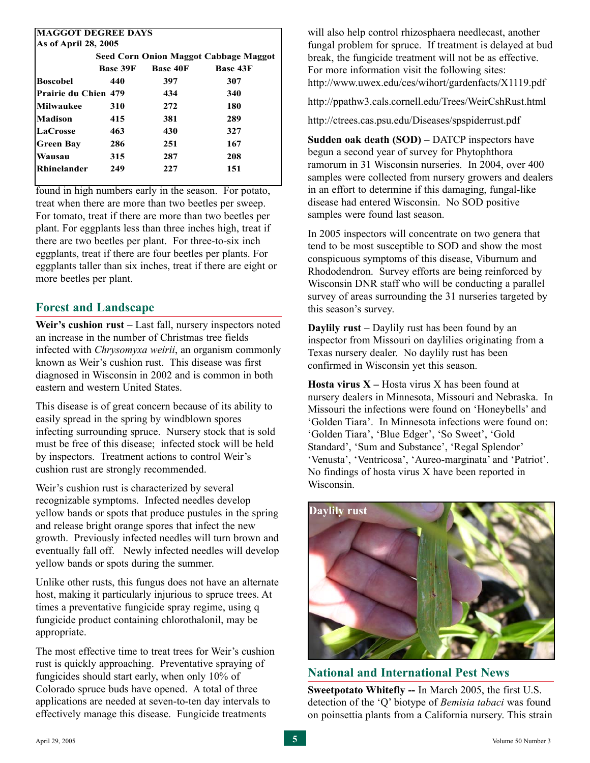**MAGGOT DEGREE DAYS**
**As of April 28, 2005**

| | Seed Corn Onion Maggot | | Cabbage Maggot |
|---|---|---|---|
| | Base 39F | Base 40F | Base 43F |
| **Boscobel** | 440 | 397 | 307 |
| **Prairie du Chien** | 479 | 434 | 340 |
| **Milwaukee** | 310 | 272 | 180 |
| **Madison** | 415 | 381 | 289 |
| **LaCrosse** | 463 | 430 | 327 |
| **Green Bay** | 286 | 251 | 167 |
| **Wausau** | 315 | 287 | 208 |
| **Rhinelander** | 249 | 227 | 151 |

found in high numbers early in the season. For potato, treat when there are more than two beetles per sweep. For tomato, treat if there are more than two beetles per plant. For eggplants less than three inches high, treat if there are two beetles per plant. For three-to-six inch eggplants, treat if there are four beetles per plants. For eggplants taller than six inches, treat if there are eight or more beetles per plant.

## Forest and Landscape

**Weir's cushion rust –** Last fall, nursery inspectors noted an increase in the number of Christmas tree fields infected with *Chrysomyxa weirii*, an organism commonly known as Weir's cushion rust. This disease was first diagnosed in Wisconsin in 2002 and is common in both eastern and western United States.

This disease is of great concern because of its ability to easily spread in the spring by windblown spores infecting surrounding spruce. Nursery stock that is sold must be free of this disease; infected stock will be held by inspectors. Treatment actions to control Weir's cushion rust are strongly recommended.

Weir's cushion rust is characterized by several recognizable symptoms. Infected needles develop yellow bands or spots that produce pustules in the spring and release bright orange spores that infect the new growth. Previously infected needles will turn brown and eventually fall off. Newly infected needles will develop yellow bands or spots during the summer.

Unlike other rusts, this fungus does not have an alternate host, making it particularly injurious to spruce trees. At times a preventative fungicide spray regime, using q fungicide product containing chlorothalonil, may be appropriate.

The most effective time to treat trees for Weir's cushion rust is quickly approaching. Preventative spraying of fungicides should start early, when only 10% of Colorado spruce buds have opened. A total of three applications are needed at seven-to-ten day intervals to effectively manage this disease. Fungicide treatments will also help control rhizosphaera needlecast, another fungal problem for spruce. If treatment is delayed at bud break, the fungicide treatment will not be as effective. For more information visit the following sites:
http://www.uwex.edu/ces/wihort/gardenfacts/X1119.pdf

http://ppathw3.cals.cornell.edu/Trees/WeirCshRust.html

http://ctrees.cas.psu.edu/Diseases/spspiderrust.pdf

**Sudden oak death (SOD) –** DATCP inspectors have begun a second year of survey for Phytophthora ramorum in 31 Wisconsin nurseries. In 2004, over 400 samples were collected from nursery growers and dealers in an effort to determine if this damaging, fungal-like disease had entered Wisconsin. No SOD positive samples were found last season.

In 2005 inspectors will concentrate on two genera that tend to be most susceptible to SOD and show the most conspicuous symptoms of this disease, Viburnum and Rhododendron. Survey efforts are being reinforced by Wisconsin DNR staff who will be conducting a parallel survey of areas surrounding the 31 nurseries targeted by this season's survey.

**Daylily rust –** Daylily rust has been found by an inspector from Missouri on daylilies originating from a Texas nursery dealer. No daylily rust has been confirmed in Wisconsin yet this season.

**Hosta virus X –** Hosta virus X has been found at nursery dealers in Minnesota, Missouri and Nebraska. In Missouri the infections were found on 'Honeybells' and 'Golden Tiara'. In Minnesota infections were found on: 'Golden Tiara', 'Blue Edger', 'So Sweet', 'Gold Standard', 'Sum and Substance', 'Regal Splendor' 'Venusta', 'Ventricosa', 'Aureo-marginata' and 'Patriot'. No findings of hosta virus X have been reported in Wisconsin.

Daylily rust

## National and International Pest News

**Sweetpotato Whitefly --** In March 2005, the first U.S. detection of the 'Q' biotype of *Bemisia tabaci* was found on poinsettia plants from a California nursery. This strain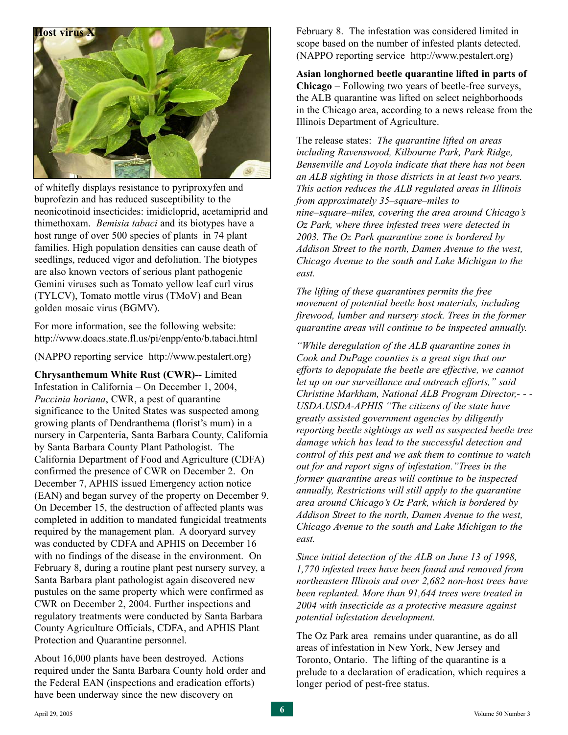**Host virus X**

of whitefly displays resistance to pyriproxyfen and buprofezin and has reduced susceptibility to the neonicotinoid insecticides: imidicloprid, acetamiprid and thimethoxam. *Bemisia tabaci* and its biotypes have a host range of over 500 species of plants in 74 plant families. High population densities can cause death of seedlings, reduced vigor and defoliation. The biotypes are also known vectors of serious plant pathogenic Gemini viruses such as Tomato yellow leaf curl virus (TYLCV), Tomato mottle virus (TMoV) and Bean golden mosaic virus (BGMV).

For more information, see the following website: http://www.doacs.state.fl.us/pi/enpp/ento/b.tabaci.html

(NAPPO reporting service http://www.pestalert.org)

**Chrysanthemum White Rust (CWR)--** Limited Infestation in California – On December 1, 2004, *Puccinia horiana*, CWR, a pest of quarantine significance to the United States was suspected among growing plants of Dendranthema (florist's mum) in a nursery in Carpenteria, Santa Barbara County, California by Santa Barbara County Plant Pathologist. The California Department of Food and Agriculture (CDFA) confirmed the presence of CWR on December 2. On December 7, APHIS issued Emergency action notice (EAN) and began survey of the property on December 9. On December 15, the destruction of affected plants was completed in addition to mandated fungicidal treatments required by the management plan. A dooryard survey was conducted by CDFA and APHIS on December 16 with no findings of the disease in the environment. On February 8, during a routine plant pest nursery survey, a Santa Barbara plant pathologist again discovered new pustules on the same property which were confirmed as CWR on December 2, 2004. Further inspections and regulatory treatments were conducted by Santa Barbara County Agriculture Officials, CDFA, and APHIS Plant Protection and Quarantine personnel.

About 16,000 plants have been destroyed. Actions required under the Santa Barbara County hold order and the Federal EAN (inspections and eradication efforts) have been underway since the new discovery on February 8. The infestation was considered limited in scope based on the number of infested plants detected. (NAPPO reporting service http://www.pestalert.org)

**Asian longhorned beetle quarantine lifted in parts of Chicago –** Following two years of beetle-free surveys, the ALB quarantine was lifted on select neighborhoods in the Chicago area, according to a news release from the Illinois Department of Agriculture.

The release states: *The quarantine lifted on areas including Ravenswood, Kilbourne Park, Park Ridge, Bensenville and Loyola indicate that there has not been an ALB sighting in those districts in at least two years. This action reduces the ALB regulated areas in Illinois from approximately 35–square–miles to nine–square–miles, covering the area around Chicago's Oz Park, where three infested trees were detected in 2003. The Oz Park quarantine zone is bordered by Addison Street to the north, Damen Avenue to the west, Chicago Avenue to the south and Lake Michigan to the east.*

*The lifting of these quarantines permits the free movement of potential beetle host materials, including firewood, lumber and nursery stock. Trees in the former quarantine areas will continue to be inspected annually.*

*"While deregulation of the ALB quarantine zones in Cook and DuPage counties is a great sign that our efforts to depopulate the beetle are effective, we cannot let up on our surveillance and outreach efforts," said Christine Markham, National ALB Program Director,- - - USDA.USDA-APHIS "The citizens of the state have greatly assisted government agencies by diligently reporting beetle sightings as well as suspected beetle tree damage which has lead to the successful detection and control of this pest and we ask them to continue to watch out for and report signs of infestation."Trees in the former quarantine areas will continue to be inspected annually, Restrictions will still apply to the quarantine area around Chicago's Oz Park, which is bordered by Addison Street to the north, Damen Avenue to the west, Chicago Avenue to the south and Lake Michigan to the east.*

*Since initial detection of the ALB on June 13 of 1998, 1,770 infested trees have been found and removed from northeastern Illinois and over 2,682 non-host trees have been replanted. More than 91,644 trees were treated in 2004 with insecticide as a protective measure against potential infestation development.*

The Oz Park area remains under quarantine, as do all areas of infestation in New York, New Jersey and Toronto, Ontario. The lifting of the quarantine is a prelude to a declaration of eradication, which requires a longer period of pest-free status.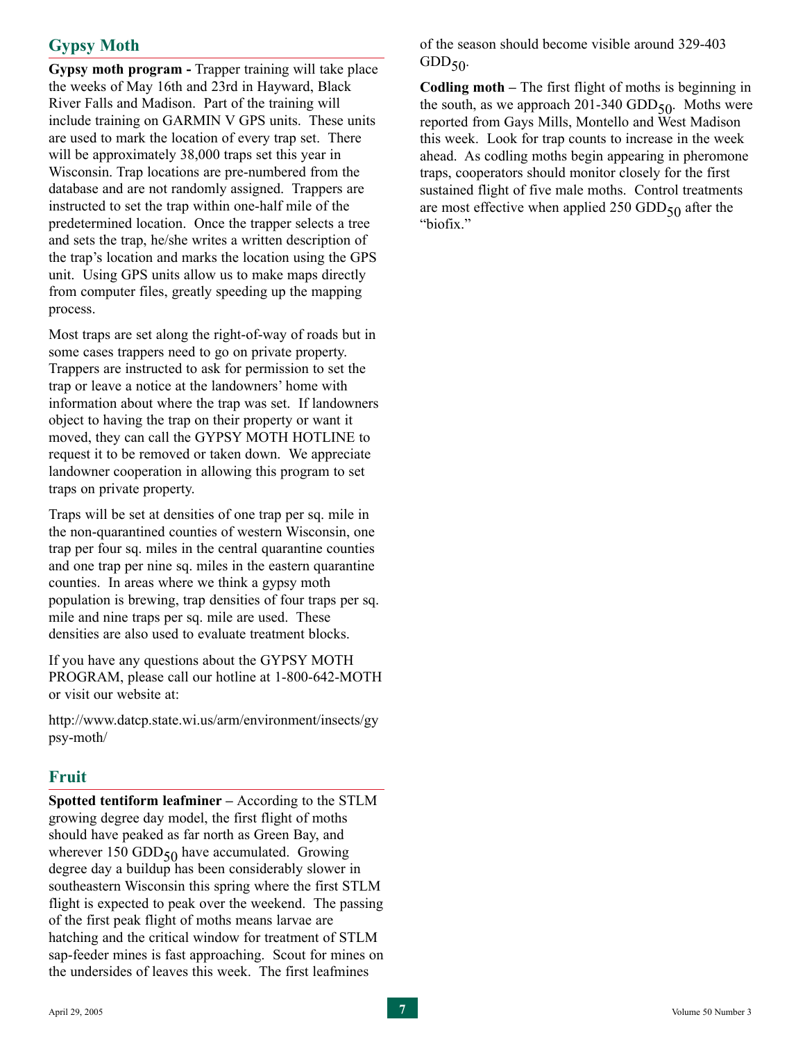## Gypsy Moth

**Gypsy moth program -** Trapper training will take place the weeks of May 16th and 23rd in Hayward, Black River Falls and Madison. Part of the training will include training on GARMIN V GPS units. These units are used to mark the location of every trap set. There will be approximately 38,000 traps set this year in Wisconsin. Trap locations are pre-numbered from the database and are not randomly assigned. Trappers are instructed to set the trap within one-half mile of the predetermined location. Once the trapper selects a tree and sets the trap, he/she writes a written description of the trap's location and marks the location using the GPS unit. Using GPS units allow us to make maps directly from computer files, greatly speeding up the mapping process.

Most traps are set along the right-of-way of roads but in some cases trappers need to go on private property. Trappers are instructed to ask for permission to set the trap or leave a notice at the landowners' home with information about where the trap was set. If landowners object to having the trap on their property or want it moved, they can call the GYPSY MOTH HOTLINE to request it to be removed or taken down. We appreciate landowner cooperation in allowing this program to set traps on private property.

Traps will be set at densities of one trap per sq. mile in the non-quarantined counties of western Wisconsin, one trap per four sq. miles in the central quarantine counties and one trap per nine sq. miles in the eastern quarantine counties. In areas where we think a gypsy moth population is brewing, trap densities of four traps per sq. mile and nine traps per sq. mile are used. These densities are also used to evaluate treatment blocks.

If you have any questions about the GYPSY MOTH PROGRAM, please call our hotline at 1-800-642-MOTH or visit our website at:

http://www.datcp.state.wi.us/arm/environment/insects/gypsy-moth/

## Fruit

**Spotted tentiform leafminer –** According to the STLM growing degree day model, the first flight of moths should have peaked as far north as Green Bay, and wherever 150 $GDD_{50}$ have accumulated. Growing degree day a buildup has been considerably slower in southeastern Wisconsin this spring where the first STLM flight is expected to peak over the weekend. The passing of the first peak flight of moths means larvae are hatching and the critical window for treatment of STLM sap-feeder mines is fast approaching. Scout for mines on the undersides of leaves this week. The first leafmines of the season should become visible around 329-403 $GDD_{50}$.

**Codling moth –** The first flight of moths is beginning in the south, as we approach 201-340 $GDD_{50}$. Moths were reported from Gays Mills, Montello and West Madison this week. Look for trap counts to increase in the week ahead. As codling moths begin appearing in pheromone traps, cooperators should monitor closely for the first sustained flight of five male moths. Control treatments are most effective when applied 250 $GDD_{50}$ after the "biofix."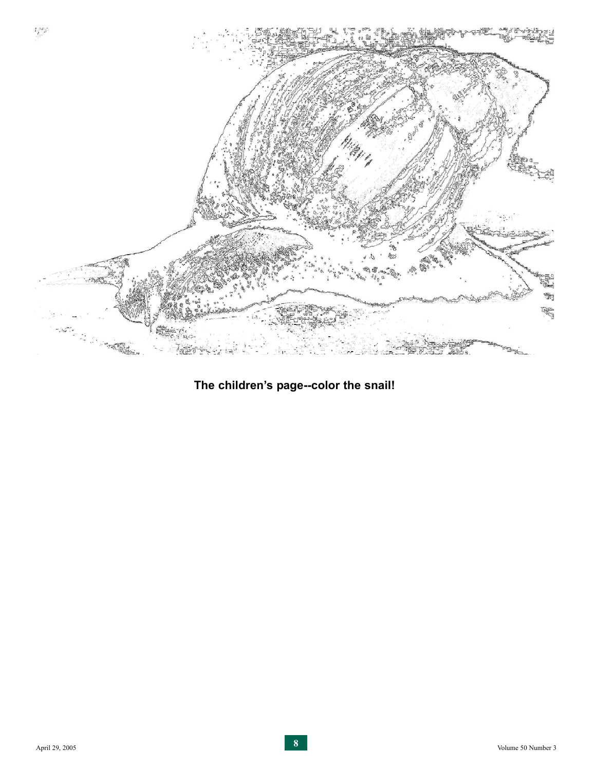**The children's page--color the snail!**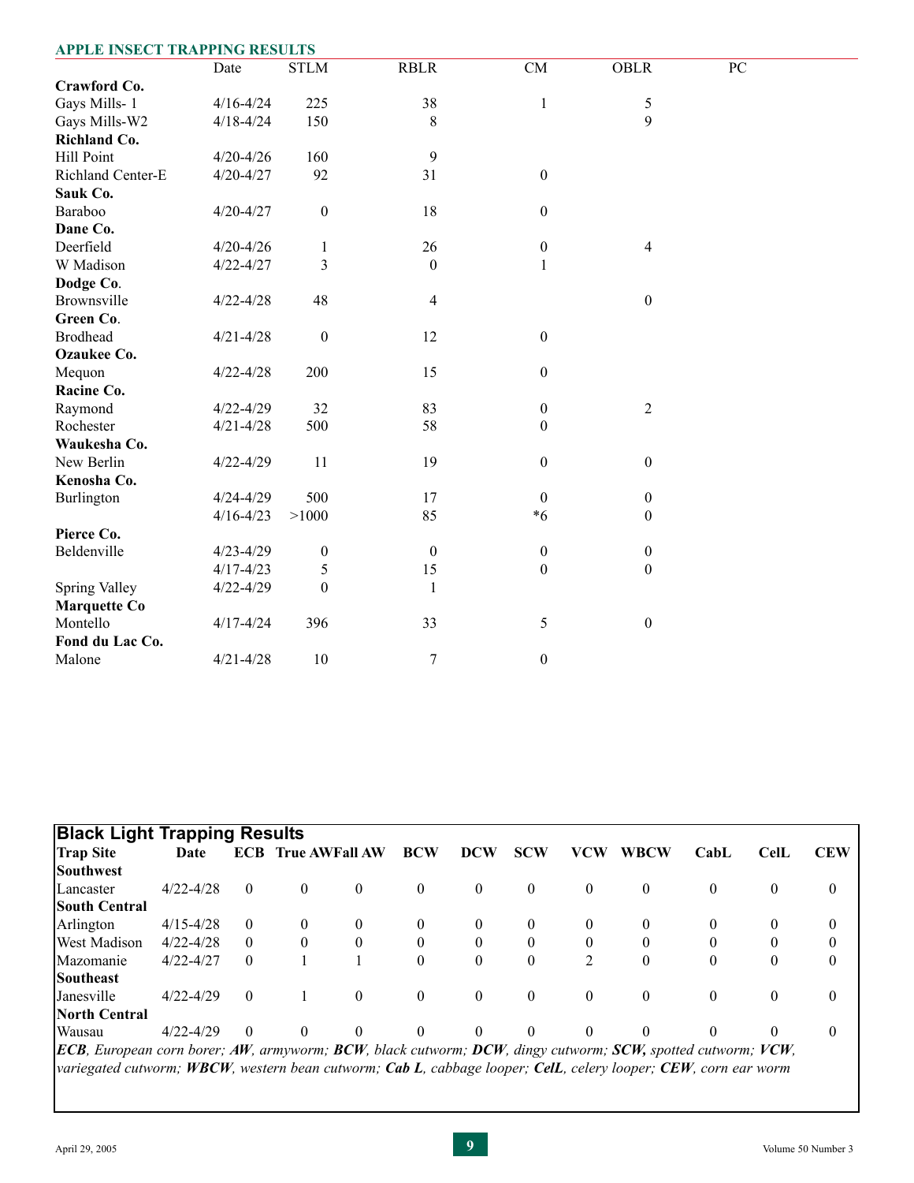## APPLE INSECT TRAPPING RESULTS

| | Date | STLM | RBLR | CM | OBLR | PC |
|---|---|---|---|---|---|---|
| **Crawford Co.** | | | | | | |
| Gays Mills- 1 | 4/16-4/24 | 225 | 38 | 1 | 5 | |
| Gays Mills-W2 | 4/18-4/24 | 150 | 8 | | 9 | |
| **Richland Co.** | | | | | | |
| Hill Point | 4/20-4/26 | 160 | 9 | | | |
| Richland Center-E | 4/20-4/27 | 92 | 31 | 0 | | |
| **Sauk Co.** | | | | | | |
| Baraboo | 4/20-4/27 | 0 | 18 | 0 | | |
| **Dane Co.** | | | | | | |
| Deerfield | 4/20-4/26 | 1 | 26 | 0 | 4 | |
| W Madison | 4/22-4/27 | 3 | 0 | 1 | | |
| **Dodge Co.** | | | | | | |
| Brownsville | 4/22-4/28 | 48 | 4 | | 0 | |
| **Green Co.** | | | | | | |
| Brodhead | 4/21-4/28 | 0 | 12 | 0 | | |
| **Ozaukee Co.** | | | | | | |
| Mequon | 4/22-4/28 | 200 | 15 | 0 | | |
| **Racine Co.** | | | | | | |
| Raymond | 4/22-4/29 | 32 | 83 | 0 | 2 | |
| Rochester | 4/21-4/28 | 500 | 58 | 0 | | |
| **Waukesha Co.** | | | | | | |
| New Berlin | 4/22-4/29 | 11 | 19 | 0 | 0 | |
| **Kenosha Co.** | | | | | | |
| Burlington | 4/24-4/29 | 500 | 17 | 0 | 0 | |
| | 4/16-4/23 | >1000 | 85 | *6 | 0 | |
| **Pierce Co.** | | | | | | |
| Beldenville | 4/23-4/29 | 0 | 0 | 0 | 0 | |
| | 4/17-4/23 | 5 | 15 | 0 | 0 | |
| Spring Valley | 4/22-4/29 | 0 | 1 | | | |
| **Marquette Co** | | | | | | |
| Montello | 4/17-4/24 | 396 | 33 | 5 | 0 | |
| **Fond du Lac Co.** | | | | | | |
| Malone | 4/21-4/28 | 10 | 7 | 0 | | |

## Black Light Trapping Results

| Trap Site | Date | ECB | True AW | Fall AW | BCW | DCW | SCW | VCW | WBCW | CabL | CelL | CEW |
|---|---|---|---|---|---|---|---|---|---|---|---|---|
| **Southwest** | | | | | | | | | | | | |
| Lancaster | 4/22-4/28 | 0 | 0 | 0 | 0 | 0 | 0 | 0 | 0 | 0 | 0 | 0 |
| **South Central** | | | | | | | | | | | | |
| Arlington | 4/15-4/28 | 0 | 0 | 0 | 0 | 0 | 0 | 0 | 0 | 0 | 0 | 0 |
| West Madison | 4/22-4/28 | 0 | 0 | 0 | 0 | 0 | 0 | 0 | 0 | 0 | 0 | 0 |
| Mazomanie | 4/22-4/27 | 0 | 1 | 1 | 0 | 0 | 0 | 2 | 0 | 0 | 0 | 0 |
| **Southeast** | | | | | | | | | | | | |
| Janesville | 4/22-4/29 | 0 | 1 | 0 | 0 | 0 | 0 | 0 | 0 | 0 | 0 | 0 |
| **North Central** | | | | | | | | | | | | |
| Wausau | 4/22-4/29 | 0 | 0 | 0 | 0 | 0 | 0 | 0 | 0 | 0 | 0 | 0 |

***ECB**, European corn borer; **AW**, armyworm; **BCW**, black cutworm; **DCW**, dingy cutworm; **SCW,** spotted cutworm; **VCW**, variegated cutworm; **WBCW**, western bean cutworm; **Cab L**, cabbage looper; **CelL**, celery looper; **CEW**, corn ear worm*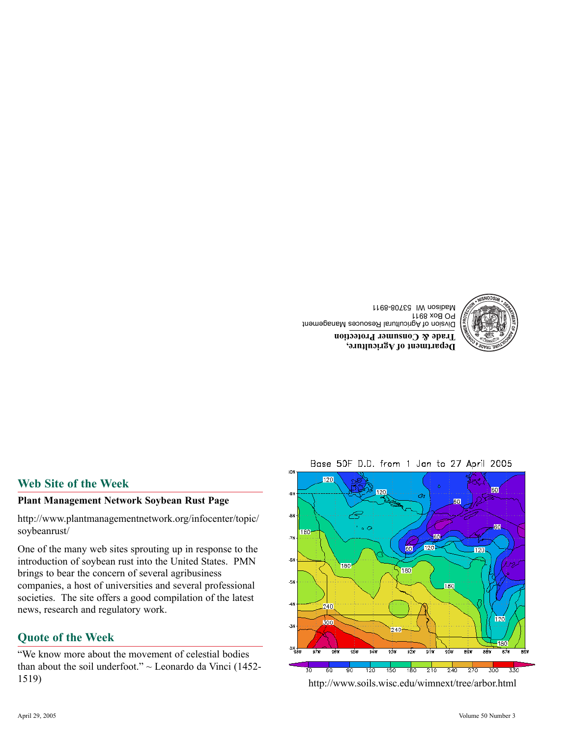Department of Agriculture,
Trade & Consumer Protection
Division of Agricultural Resouces Management
PO Box 8911
Madison WI 53708-8911

## Web Site of the Week

**Plant Management Network Soybean Rust Page**

http://www.plantmanagementnetwork.org/infocenter/topic/soybeanrust/

One of the many web sites sprouting up in response to the introduction of soybean rust into the United States. PMN brings to bear the concern of several agribusiness companies, a host of universities and several professional societies. The site offers a good compilation of the latest news, research and regulatory work.

## Quote of the Week

"We know more about the movement of celestial bodies than about the soil underfoot." ~ Leonardo da Vinci (1452-1519)

Base 50F D.D. from 1 Jan to 27 April 2005

30 60 90 120 150 180 210 240 270 300 330

http://www.soils.wisc.edu/wimnext/tree/arbor.html